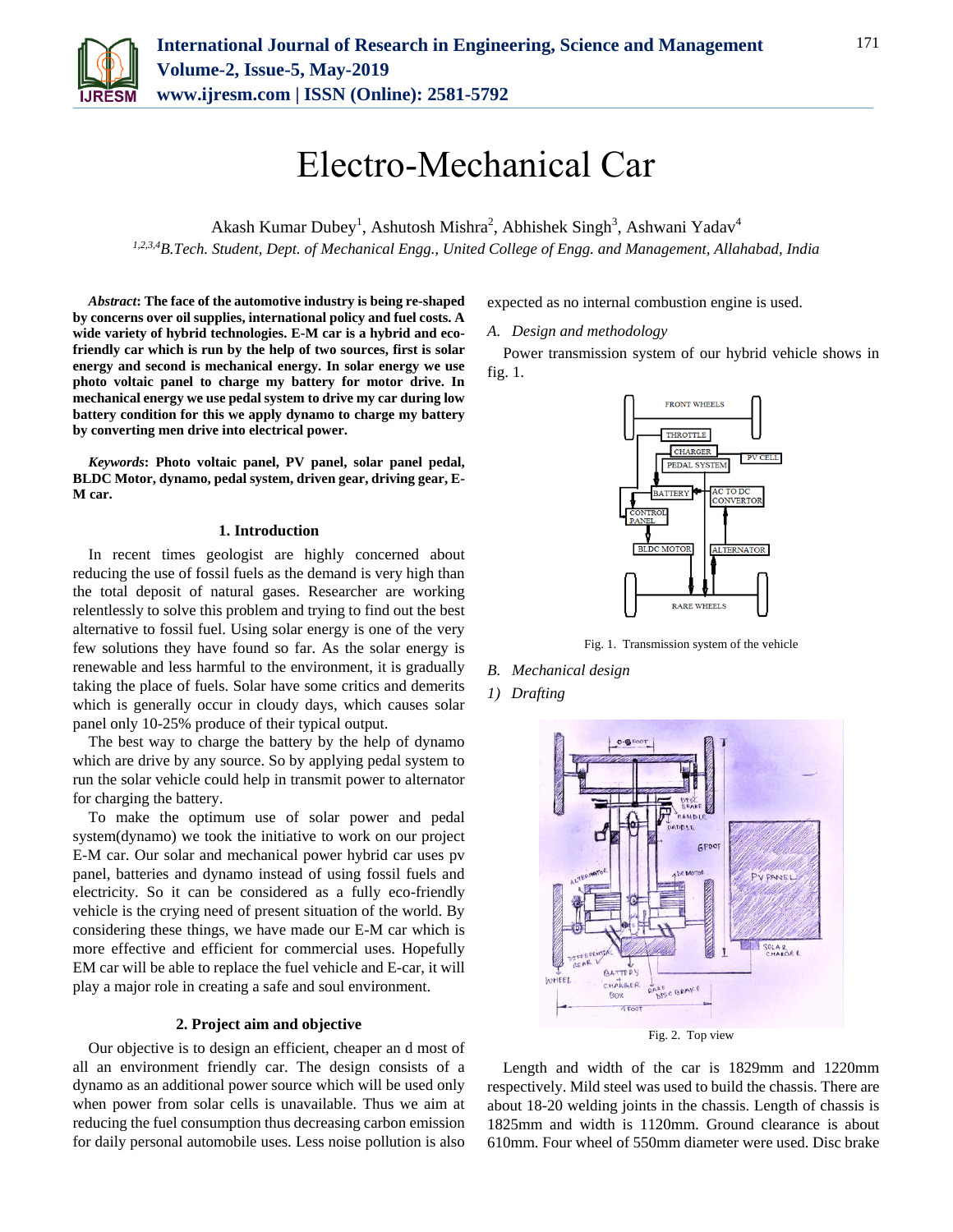# Electro-Mechanical Car

Akash Kumar Dubey[1], Ashutosh Mishra[2], Abhishek Singh[3], Ashwani Yadav[4]

[1,2,3,4]*B.Tech. Student, Dept. of Mechanical Engg., United College of Engg. and Management, Allahabad, India*

***Abstract*: The face of the automotive industry is being re-shaped by concerns over oil supplies, international policy and fuel costs. A wide variety of hybrid technologies. E-M car is a hybrid and eco-friendly car which is run by the help of two sources, first is solar energy and second is mechanical energy. In solar energy we use photo voltaic panel to charge my battery for motor drive. In mechanical energy we use pedal system to drive my car during low battery condition for this we apply dynamo to charge my battery by converting men drive into electrical power.**

***Keywords*: Photo voltaic panel, PV panel, solar panel pedal, BLDC Motor, dynamo, pedal system, driven gear, driving gear, E-M car.**

## 1. Introduction

In recent times geologist are highly concerned about reducing the use of fossil fuels as the demand is very high than the total deposit of natural gases. Researcher are working relentlessly to solve this problem and trying to find out the best alternative to fossil fuel. Using solar energy is one of the very few solutions they have found so far. As the solar energy is renewable and less harmful to the environment, it is gradually taking the place of fuels. Solar have some critics and demerits which is generally occur in cloudy days, which causes solar panel only 10-25% produce of their typical output.

The best way to charge the battery by the help of dynamo which are drive by any source. So by applying pedal system to run the solar vehicle could help in transmit power to alternator for charging the battery.

To make the optimum use of solar power and pedal system(dynamo) we took the initiative to work on our project E-M car. Our solar and mechanical power hybrid car uses pv panel, batteries and dynamo instead of using fossil fuels and electricity. So it can be considered as a fully eco-friendly vehicle is the crying need of present situation of the world. By considering these things, we have made our E-M car which is more effective and efficient for commercial uses. Hopefully EM car will be able to replace the fuel vehicle and E-car, it will play a major role in creating a safe and soul environment.

## 2. Project aim and objective

Our objective is to design an efficient, cheaper an d most of all an environment friendly car. The design consists of a dynamo as an additional power source which will be used only when power from solar cells is unavailable. Thus we aim at reducing the fuel consumption thus decreasing carbon emission for daily personal automobile uses. Less noise pollution is also expected as no internal combustion engine is used.

### *A. Design and methodology*

Power transmission system of our hybrid vehicle shows in fig. 1.

Fig. 1. Transmission system of the vehicle

### *B. Mechanical design*

#### *1) Drafting*

Fig. 2. Top view

Length and width of the car is 1829mm and 1220mm respectively. Mild steel was used to build the chassis. There are about 18-20 welding joints in the chassis. Length of chassis is 1825mm and width is 1120mm. Ground clearance is about 610mm. Four wheel of 550mm diameter were used. Disc brake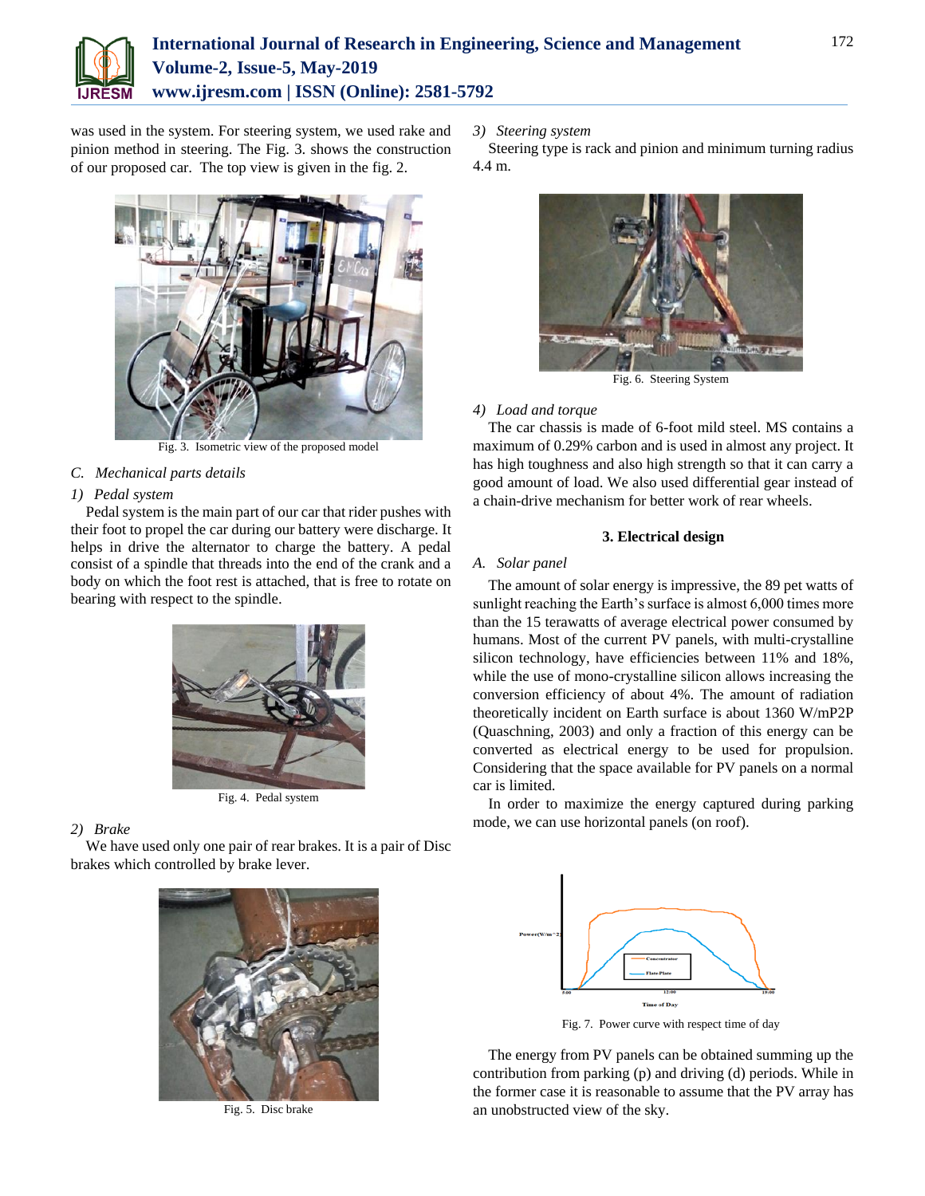was used in the system. For steering system, we used rake and pinion method in steering. The Fig. 3. shows the construction of our proposed car. The top view is given in the fig. 2.

Fig. 3. Isometric view of the proposed model

### C. *Mechanical parts details*

#### 1) *Pedal system*

Pedal system is the main part of our car that rider pushes with their foot to propel the car during our battery were discharge. It helps in drive the alternator to charge the battery. A pedal consist of a spindle that threads into the end of the crank and a body on which the foot rest is attached, that is free to rotate on bearing with respect to the spindle.

Fig. 4. Pedal system

#### 2) *Brake*

We have used only one pair of rear brakes. It is a pair of Disc brakes which controlled by brake lever.

Fig. 5. Disc brake

#### 3) *Steering system*

Steering type is rack and pinion and minimum turning radius 4.4 m.

Fig. 6. Steering System

#### 4) *Load and torque*

The car chassis is made of 6-foot mild steel. MS contains a maximum of 0.29% carbon and is used in almost any project. It has high toughness and also high strength so that it can carry a good amount of load. We also used differential gear instead of a chain-drive mechanism for better work of rear wheels.

## 3. Electrical design

### A. *Solar panel*

The amount of solar energy is impressive, the 89 pet watts of sunlight reaching the Earth's surface is almost 6,000 times more than the 15 terawatts of average electrical power consumed by humans. Most of the current PV panels, with multi-crystalline silicon technology, have efficiencies between 11% and 18%, while the use of mono-crystalline silicon allows increasing the conversion efficiency of about 4%. The amount of radiation theoretically incident on Earth surface is about 1360 W/mP2P (Quaschning, 2003) and only a fraction of this energy can be converted as electrical energy to be used for propulsion. Considering that the space available for PV panels on a normal car is limited.

In order to maximize the energy captured during parking mode, we can use horizontal panels (on roof).

Fig. 7. Power curve with respect time of day

The energy from PV panels can be obtained summing up the contribution from parking (p) and driving (d) periods. While in the former case it is reasonable to assume that the PV array has an unobstructed view of the sky.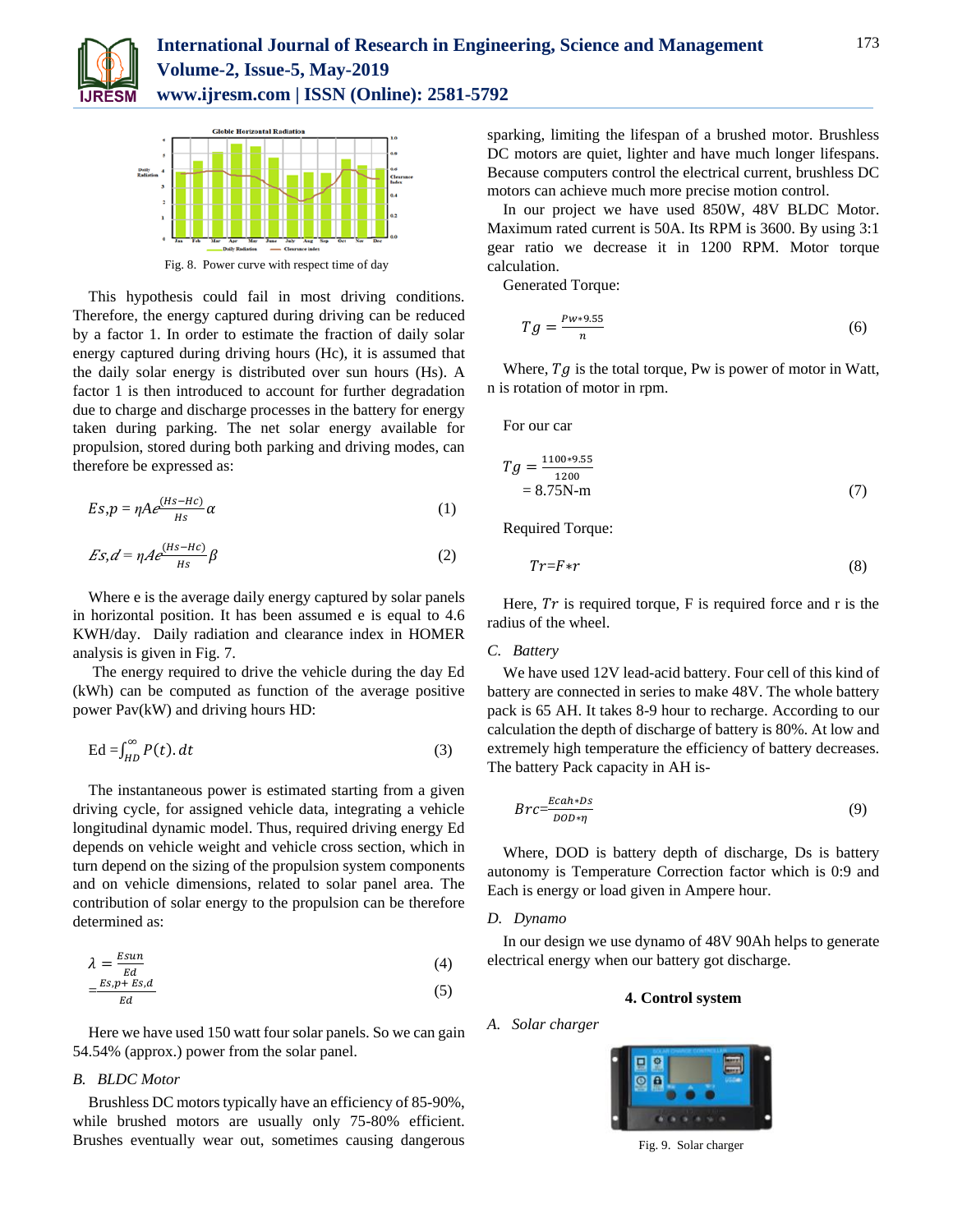Fig. 8. Power curve with respect time of day

This hypothesis could fail in most driving conditions. Therefore, the energy captured during driving can be reduced by a factor 1. In order to estimate the fraction of daily solar energy captured during driving hours (Hc), it is assumed that the daily solar energy is distributed over sun hours (Hs). A factor 1 is then introduced to account for further degradation due to charge and discharge processes in the battery for energy taken during parking. The net solar energy available for propulsion, stored during both parking and driving modes, can therefore be expressed as:

$$Es,p = \eta Ae\frac{(Hs-Hc)}{Hs}\alpha \tag{1}$$

$$Es,d = \eta Ae\frac{(Hs-Hc)}{Hs}\beta \tag{2}$$

Where e is the average daily energy captured by solar panels in horizontal position. It has been assumed e is equal to 4.6 KWH/day. Daily radiation and clearance index in HOMER analysis is given in Fig. 7.

The energy required to drive the vehicle during the day Ed (kWh) can be computed as function of the average positive power Pav(kW) and driving hours HD:

$$\text{Ed} = \int_{HD}^{\infty} P(t).\,dt \tag{3}$$

The instantaneous power is estimated starting from a given driving cycle, for assigned vehicle data, integrating a vehicle longitudinal dynamic model. Thus, required driving energy Ed depends on vehicle weight and vehicle cross section, which in turn depend on the sizing of the propulsion system components and on vehicle dimensions, related to solar panel area. The contribution of solar energy to the propulsion can be therefore determined as:

$$\lambda = \frac{Esun}{Ed} \tag{4}$$

$$= \frac{Es,p + Es,d}{Ed} \tag{5}$$

Here we have used 150 watt four solar panels. So we can gain 54.54% (approx.) power from the solar panel.

### B. BLDC Motor

Brushless DC motors typically have an efficiency of 85-90%, while brushed motors are usually only 75-80% efficient. Brushes eventually wear out, sometimes causing dangerous sparking, limiting the lifespan of a brushed motor. Brushless DC motors are quiet, lighter and have much longer lifespans. Because computers control the electrical current, brushless DC motors can achieve much more precise motion control.

In our project we have used 850W, 48V BLDC Motor. Maximum rated current is 50A. Its RPM is 3600. By using 3:1 gear ratio we decrease it in 1200 RPM. Motor torque calculation.

Generated Torque:

$$Tg = \frac{Pw*9.55}{n} \tag{6}$$

Where, $Tg$ is the total torque, Pw is power of motor in Watt, n is rotation of motor in rpm.

For our car

$$Tg = \frac{1100*9.55}{1200} = 8.75\text{N-m} \tag{7}$$

Required Torque:

$$Tr = F*r \tag{8}$$

Here, $Tr$ is required torque, F is required force and r is the radius of the wheel.

### C. Battery

We have used 12V lead-acid battery. Four cell of this kind of battery are connected in series to make 48V. The whole battery pack is 65 AH. It takes 8-9 hour to recharge. According to our calculation the depth of discharge of battery is 80%. At low and extremely high temperature the efficiency of battery decreases. The battery Pack capacity in AH is-

$$Brc = \frac{Ecah*Ds}{DOD*\eta} \tag{9}$$

Where, DOD is battery depth of discharge, Ds is battery autonomy is Temperature Correction factor which is 0:9 and Each is energy or load given in Ampere hour.

### D. Dynamo

In our design we use dynamo of 48V 90Ah helps to generate electrical energy when our battery got discharge.

## 4. Control system

### A. Solar charger

Fig. 9. Solar charger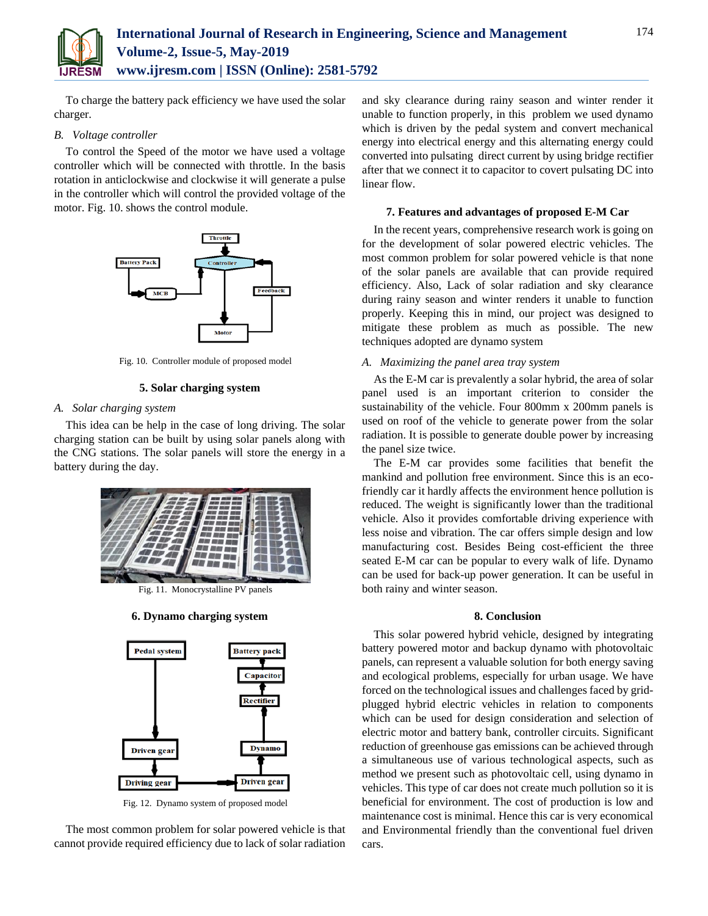To charge the battery pack efficiency we have used the solar charger.

### B. *Voltage controller*

To control the Speed of the motor we have used a voltage controller which will be connected with throttle. In the basis rotation in anticlockwise and clockwise it will generate a pulse in the controller which will control the provided voltage of the motor. Fig. 10. shows the control module.

Fig. 10. Controller module of proposed model

## 5. Solar charging system

### A. *Solar charging system*

This idea can be help in the case of long driving. The solar charging station can be built by using solar panels along with the CNG stations. The solar panels will store the energy in a battery during the day.

Fig. 11. Monocrystalline PV panels

## 6. Dynamo charging system

Fig. 12. Dynamo system of proposed model

The most common problem for solar powered vehicle is that cannot provide required efficiency due to lack of solar radiation and sky clearance during rainy season and winter render it unable to function properly, in this problem we used dynamo which is driven by the pedal system and convert mechanical energy into electrical energy and this alternating energy could converted into pulsating direct current by using bridge rectifier after that we connect it to capacitor to covert pulsating DC into linear flow.

## 7. Features and advantages of proposed E-M Car

In the recent years, comprehensive research work is going on for the development of solar powered electric vehicles. The most common problem for solar powered vehicle is that none of the solar panels are available that can provide required efficiency. Also, Lack of solar radiation and sky clearance during rainy season and winter renders it unable to function properly. Keeping this in mind, our project was designed to mitigate these problem as much as possible. The new techniques adopted are dynamo system

### A. *Maximizing the panel area tray system*

As the E-M car is prevalently a solar hybrid, the area of solar panel used is an important criterion to consider the sustainability of the vehicle. Four 800mm x 200mm panels is used on roof of the vehicle to generate power from the solar radiation. It is possible to generate double power by increasing the panel size twice.

The E-M car provides some facilities that benefit the mankind and pollution free environment. Since this is an eco-friendly car it hardly affects the environment hence pollution is reduced. The weight is significantly lower than the traditional vehicle. Also it provides comfortable driving experience with less noise and vibration. The car offers simple design and low manufacturing cost. Besides Being cost-efficient the three seated E-M car can be popular to every walk of life. Dynamo can be used for back-up power generation. It can be useful in both rainy and winter season.

## 8. Conclusion

This solar powered hybrid vehicle, designed by integrating battery powered motor and backup dynamo with photovoltaic panels, can represent a valuable solution for both energy saving and ecological problems, especially for urban usage. We have forced on the technological issues and challenges faced by grid-plugged hybrid electric vehicles in relation to components which can be used for design consideration and selection of electric motor and battery bank, controller circuits. Significant reduction of greenhouse gas emissions can be achieved through a simultaneous use of various technological aspects, such as method we present such as photovoltaic cell, using dynamo in vehicles. This type of car does not create much pollution so it is beneficial for environment. The cost of production is low and maintenance cost is minimal. Hence this car is very economical and Environmental friendly than the conventional fuel driven cars.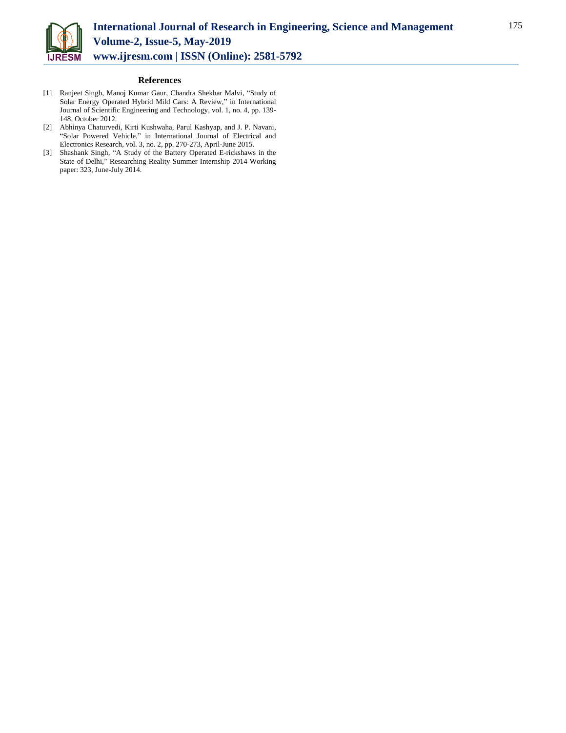## References

[1] Ranjeet Singh, Manoj Kumar Gaur, Chandra Shekhar Malvi, "Study of Solar Energy Operated Hybrid Mild Cars: A Review," in International Journal of Scientific Engineering and Technology, vol. 1, no. 4, pp. 139-148, October 2012.

[2] Abhinya Chaturvedi, Kirti Kushwaha, Parul Kashyap, and J. P. Navani, "Solar Powered Vehicle," in International Journal of Electrical and Electronics Research, vol. 3, no. 2, pp. 270-273, April-June 2015.

[3] Shashank Singh, "A Study of the Battery Operated E-rickshaws in the State of Delhi," Researching Reality Summer Internship 2014 Working paper: 323, June-July 2014.